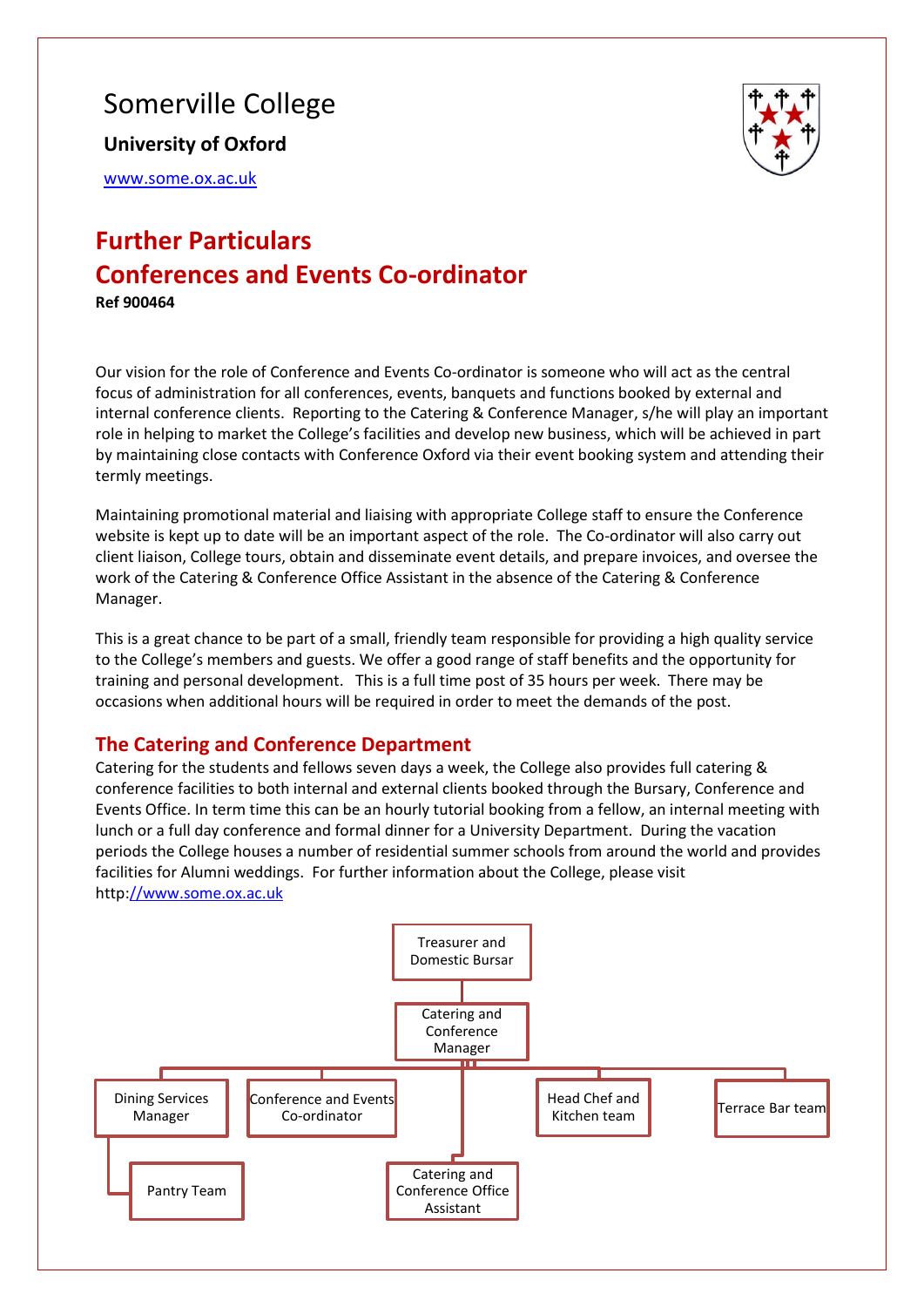# Somerville College

**University of Oxford**

www.some.ox.ac.uk

## Further Particulars
## Conferences and Events Co-ordinator

**Ref 900464**

Our vision for the role of Conference and Events Co-ordinator is someone who will act as the central focus of administration for all conferences, events, banquets and functions booked by external and internal conference clients. Reporting to the Catering & Conference Manager, s/he will play an important role in helping to market the College's facilities and develop new business, which will be achieved in part by maintaining close contacts with Conference Oxford via their event booking system and attending their termly meetings.

Maintaining promotional material and liaising with appropriate College staff to ensure the Conference website is kept up to date will be an important aspect of the role. The Co-ordinator will also carry out client liaison, College tours, obtain and disseminate event details, and prepare invoices, and oversee the work of the Catering & Conference Office Assistant in the absence of the Catering & Conference Manager.

This is a great chance to be part of a small, friendly team responsible for providing a high quality service to the College's members and guests. We offer a good range of staff benefits and the opportunity for training and personal development. This is a full time post of 35 hours per week. There may be occasions when additional hours will be required in order to meet the demands of the post.

### The Catering and Conference Department

Catering for the students and fellows seven days a week, the College also provides full catering & conference facilities to both internal and external clients booked through the Bursary, Conference and Events Office. In term time this can be an hourly tutorial booking from a fellow, an internal meeting with lunch or a full day conference and formal dinner for a University Department. During the vacation periods the College houses a number of residential summer schools from around the world and provides facilities for Alumni weddings. For further information about the College, please visit http://www.some.ox.ac.uk

- Treasurer and Domestic Bursar
  - Catering and Conference Manager
    - Dining Services Manager
      - Pantry Team
    - Conference and Events Co-ordinator
    - Catering and Conference Office Assistant
    - Head Chef and Kitchen team
    - Terrace Bar team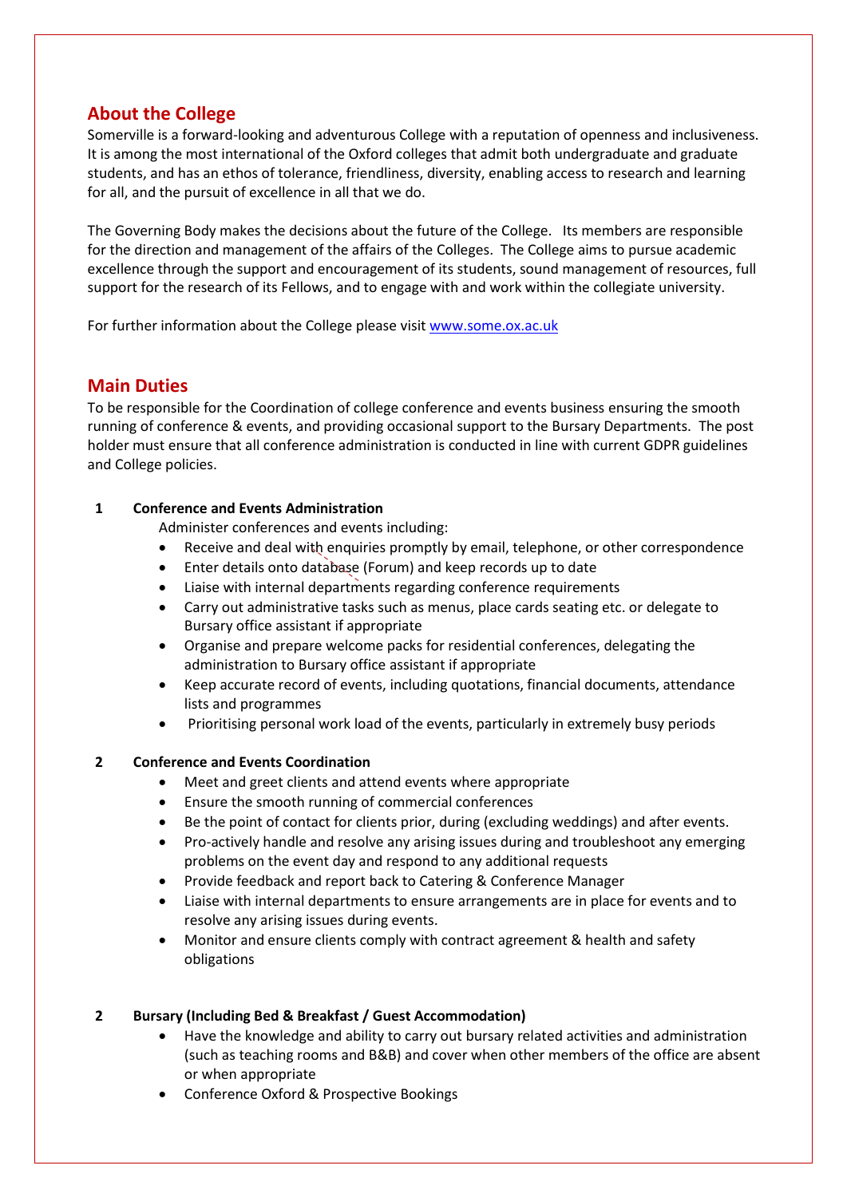## About the College

Somerville is a forward-looking and adventurous College with a reputation of openness and inclusiveness. It is among the most international of the Oxford colleges that admit both undergraduate and graduate students, and has an ethos of tolerance, friendliness, diversity, enabling access to research and learning for all, and the pursuit of excellence in all that we do.

The Governing Body makes the decisions about the future of the College. Its members are responsible for the direction and management of the affairs of the Colleges. The College aims to pursue academic excellence through the support and encouragement of its students, sound management of resources, full support for the research of its Fellows, and to engage with and work within the collegiate university.

For further information about the College please visit [www.some.ox.ac.uk](http://www.some.ox.ac.uk)

## Main Duties

To be responsible for the Coordination of college conference and events business ensuring the smooth running of conference & events, and providing occasional support to the Bursary Departments. The post holder must ensure that all conference administration is conducted in line with current GDPR guidelines and College policies.

**1 Conference and Events Administration**

Administer conferences and events including:

- Receive and deal with enquiries promptly by email, telephone, or other correspondence
- Enter details onto database (Forum) and keep records up to date
- Liaise with internal departments regarding conference requirements
- Carry out administrative tasks such as menus, place cards seating etc. or delegate to Bursary office assistant if appropriate
- Organise and prepare welcome packs for residential conferences, delegating the administration to Bursary office assistant if appropriate
- Keep accurate record of events, including quotations, financial documents, attendance lists and programmes
- Prioritising personal work load of the events, particularly in extremely busy periods

**2 Conference and Events Coordination**

- Meet and greet clients and attend events where appropriate
- Ensure the smooth running of commercial conferences
- Be the point of contact for clients prior, during (excluding weddings) and after events.
- Pro-actively handle and resolve any arising issues during and troubleshoot any emerging problems on the event day and respond to any additional requests
- Provide feedback and report back to Catering & Conference Manager
- Liaise with internal departments to ensure arrangements are in place for events and to resolve any arising issues during events.
- Monitor and ensure clients comply with contract agreement & health and safety obligations

**2 Bursary (Including Bed & Breakfast / Guest Accommodation)**

- Have the knowledge and ability to carry out bursary related activities and administration (such as teaching rooms and B&B) and cover when other members of the office are absent or when appropriate
- Conference Oxford & Prospective Bookings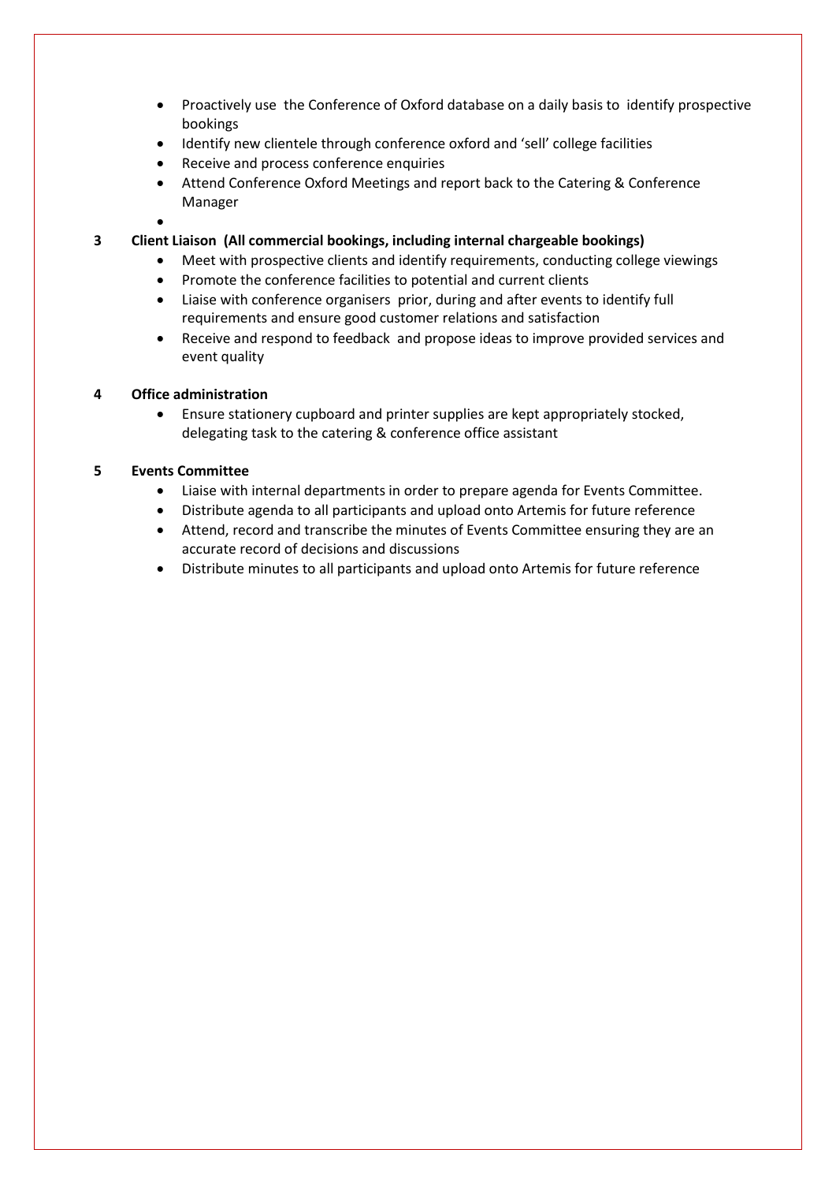- Proactively use the Conference of Oxford database on a daily basis to identify prospective bookings
- Identify new clientele through conference oxford and 'sell' college facilities
- Receive and process conference enquiries
- Attend Conference Oxford Meetings and report back to the Catering & Conference Manager
-

**3 Client Liaison (All commercial bookings, including internal chargeable bookings)**

- Meet with prospective clients and identify requirements, conducting college viewings
- Promote the conference facilities to potential and current clients
- Liaise with conference organisers prior, during and after events to identify full requirements and ensure good customer relations and satisfaction
- Receive and respond to feedback and propose ideas to improve provided services and event quality

**4 Office administration**

- Ensure stationery cupboard and printer supplies are kept appropriately stocked, delegating task to the catering & conference office assistant

**5 Events Committee**

- Liaise with internal departments in order to prepare agenda for Events Committee.
- Distribute agenda to all participants and upload onto Artemis for future reference
- Attend, record and transcribe the minutes of Events Committee ensuring they are an accurate record of decisions and discussions
- Distribute minutes to all participants and upload onto Artemis for future reference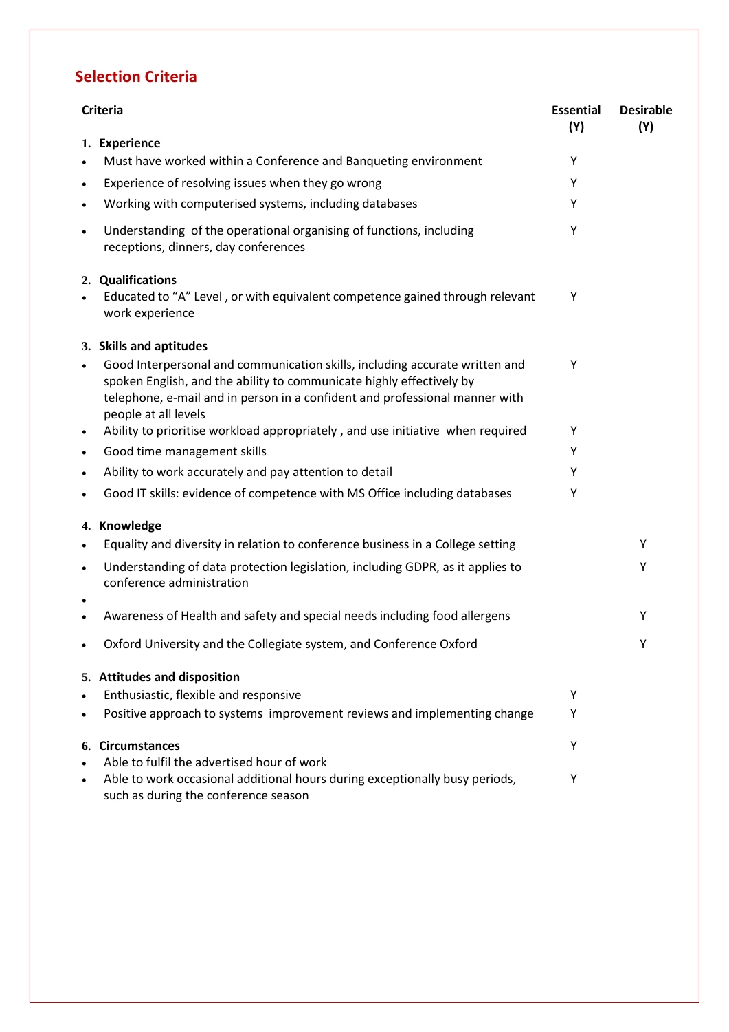## Selection Criteria

| Criteria | Essential (Y) | Desirable (Y) |
|---|---|---|
| **1. Experience** | | |
| • Must have worked within a Conference and Banqueting environment | Y | |
| • Experience of resolving issues when they go wrong | Y | |
| • Working with computerised systems, including databases | Y | |
| • Understanding of the operational organising of functions, including receptions, dinners, day conferences | Y | |
| **2. Qualifications** | | |
| • Educated to "A" Level , or with equivalent competence gained through relevant work experience | Y | |
| **3. Skills and aptitudes** | | |
| • Good Interpersonal and communication skills, including accurate written and spoken English, and the ability to communicate highly effectively by telephone, e-mail and in person in a confident and professional manner with people at all levels | Y | |
| • Ability to prioritise workload appropriately , and use initiative when required | Y | |
| • Good time management skills | Y | |
| • Ability to work accurately and pay attention to detail | Y | |
| • Good IT skills: evidence of competence with MS Office including databases | Y | |
| **4. Knowledge** | | |
| • Equality and diversity in relation to conference business in a College setting | | Y |
| • Understanding of data protection legislation, including GDPR, as it applies to conference administration | | Y |
| • | | |
| • Awareness of Health and safety and special needs including food allergens | | Y |
| • Oxford University and the Collegiate system, and Conference Oxford | | Y |
| **5. Attitudes and disposition** | | |
| • Enthusiastic, flexible and responsive | Y | |
| • Positive approach to systems improvement reviews and implementing change | Y | |
| **6. Circumstances** | | |
| • Able to fulfil the advertised hour of work | Y | |
| • Able to work occasional additional hours during exceptionally busy periods, such as during the conference season | Y | |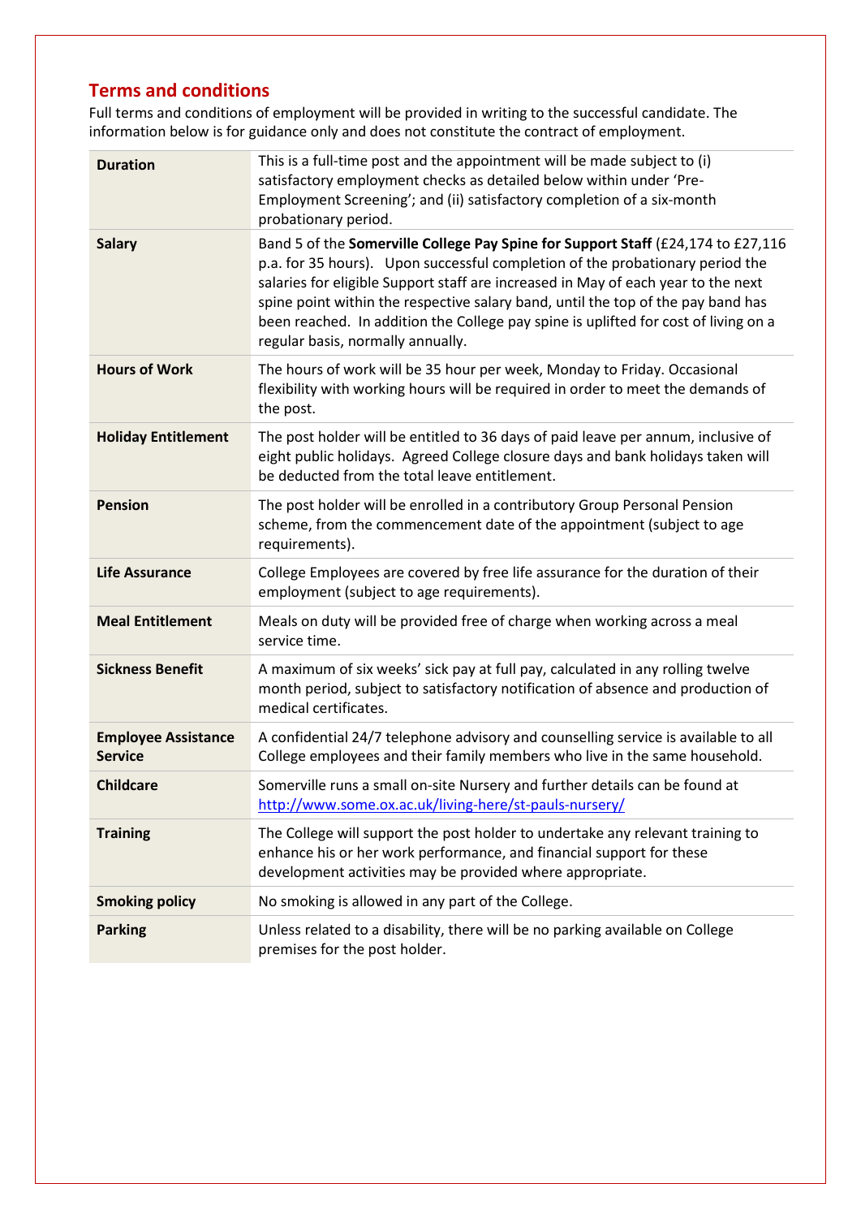## Terms and conditions

Full terms and conditions of employment will be provided in writing to the successful candidate. The information below is for guidance only and does not constitute the contract of employment.

| | |
|---|---|
| **Duration** | This is a full-time post and the appointment will be made subject to (i) satisfactory employment checks as detailed below within under 'Pre-Employment Screening'; and (ii) satisfactory completion of a six-month probationary period. |
| **Salary** | Band 5 of the **Somerville College Pay Spine for Support Staff** (£24,174 to £27,116 p.a. for 35 hours). Upon successful completion of the probationary period the salaries for eligible Support staff are increased in May of each year to the next spine point within the respective salary band, until the top of the pay band has been reached. In addition the College pay spine is uplifted for cost of living on a regular basis, normally annually. |
| **Hours of Work** | The hours of work will be 35 hour per week, Monday to Friday. Occasional flexibility with working hours will be required in order to meet the demands of the post. |
| **Holiday Entitlement** | The post holder will be entitled to 36 days of paid leave per annum, inclusive of eight public holidays. Agreed College closure days and bank holidays taken will be deducted from the total leave entitlement. |
| **Pension** | The post holder will be enrolled in a contributory Group Personal Pension scheme, from the commencement date of the appointment (subject to age requirements). |
| **Life Assurance** | College Employees are covered by free life assurance for the duration of their employment (subject to age requirements). |
| **Meal Entitlement** | Meals on duty will be provided free of charge when working across a meal service time. |
| **Sickness Benefit** | A maximum of six weeks' sick pay at full pay, calculated in any rolling twelve month period, subject to satisfactory notification of absence and production of medical certificates. |
| **Employee Assistance Service** | A confidential 24/7 telephone advisory and counselling service is available to all College employees and their family members who live in the same household. |
| **Childcare** | Somerville runs a small on-site Nursery and further details can be found at [http://www.some.ox.ac.uk/living-here/st-pauls-nursery/](http://www.some.ox.ac.uk/living-here/st-pauls-nursery/) |
| **Training** | The College will support the post holder to undertake any relevant training to enhance his or her work performance, and financial support for these development activities may be provided where appropriate. |
| **Smoking policy** | No smoking is allowed in any part of the College. |
| **Parking** | Unless related to a disability, there will be no parking available on College premises for the post holder. |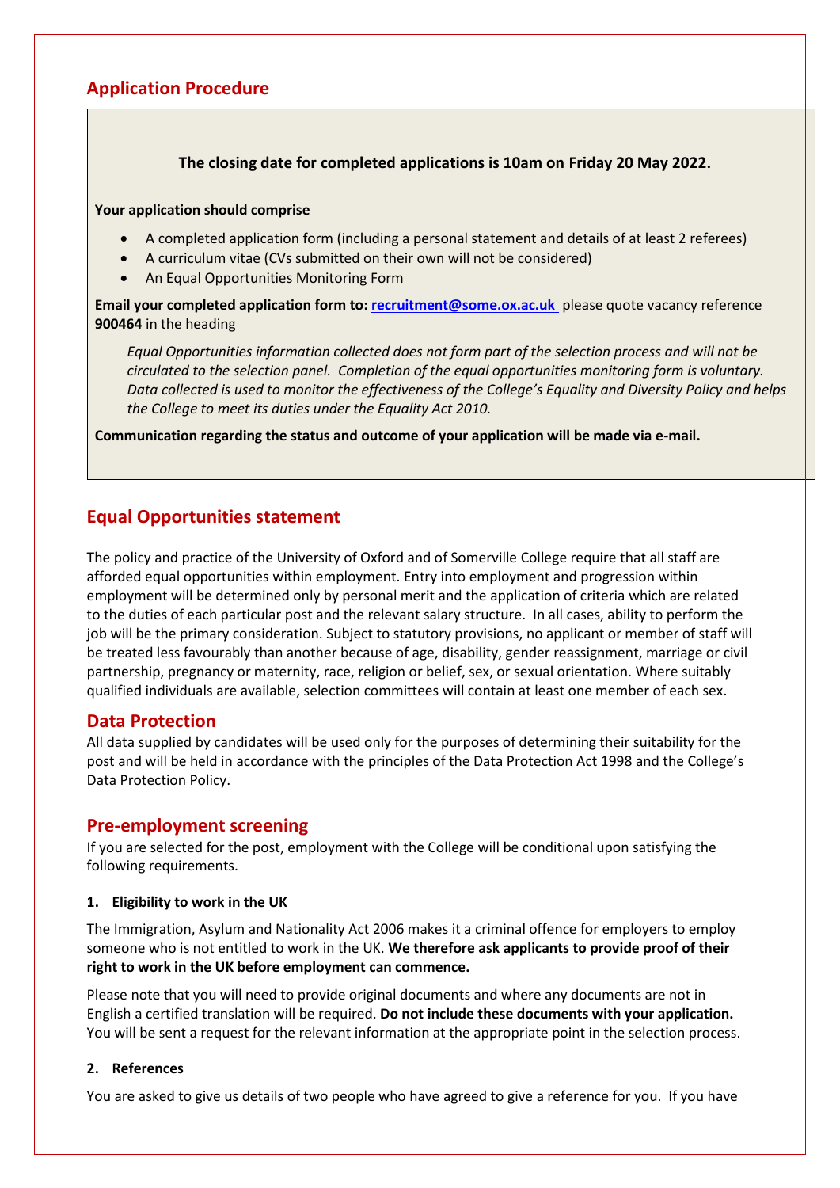## Application Procedure

**The closing date for completed applications is 10am on Friday 20 May 2022.**

**Your application should comprise**

- A completed application form (including a personal statement and details of at least 2 referees)
- A curriculum vitae (CVs submitted on their own will not be considered)
- An Equal Opportunities Monitoring Form

**Email your completed application form to: [recruitment@some.ox.ac.uk](mailto:recruitment@some.ox.ac.uk)** please quote vacancy reference **900464** in the heading

*Equal Opportunities information collected does not form part of the selection process and will not be circulated to the selection panel. Completion of the equal opportunities monitoring form is voluntary. Data collected is used to monitor the effectiveness of the College's Equality and Diversity Policy and helps the College to meet its duties under the Equality Act 2010.*

**Communication regarding the status and outcome of your application will be made via e-mail.**

## Equal Opportunities statement

The policy and practice of the University of Oxford and of Somerville College require that all staff are afforded equal opportunities within employment. Entry into employment and progression within employment will be determined only by personal merit and the application of criteria which are related to the duties of each particular post and the relevant salary structure. In all cases, ability to perform the job will be the primary consideration. Subject to statutory provisions, no applicant or member of staff will be treated less favourably than another because of age, disability, gender reassignment, marriage or civil partnership, pregnancy or maternity, race, religion or belief, sex, or sexual orientation. Where suitably qualified individuals are available, selection committees will contain at least one member of each sex.

## Data Protection

All data supplied by candidates will be used only for the purposes of determining their suitability for the post and will be held in accordance with the principles of the Data Protection Act 1998 and the College's Data Protection Policy.

## Pre-employment screening

If you are selected for the post, employment with the College will be conditional upon satisfying the following requirements.

#### 1. Eligibility to work in the UK

The Immigration, Asylum and Nationality Act 2006 makes it a criminal offence for employers to employ someone who is not entitled to work in the UK. **We therefore ask applicants to provide proof of their right to work in the UK before employment can commence.**

Please note that you will need to provide original documents and where any documents are not in English a certified translation will be required. **Do not include these documents with your application.** You will be sent a request for the relevant information at the appropriate point in the selection process.

#### 2. References

You are asked to give us details of two people who have agreed to give a reference for you. If you have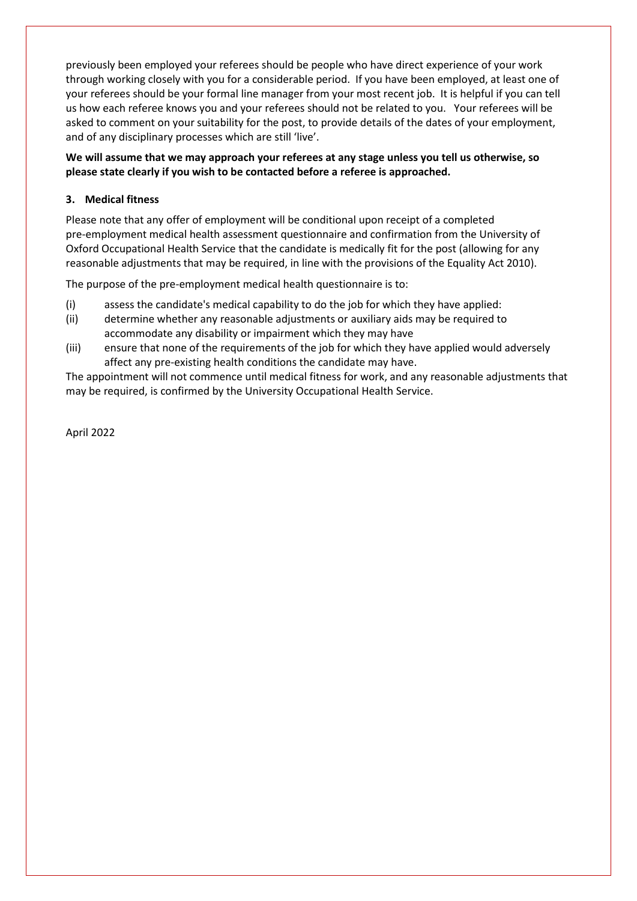previously been employed your referees should be people who have direct experience of your work through working closely with you for a considerable period. If you have been employed, at least one of your referees should be your formal line manager from your most recent job. It is helpful if you can tell us how each referee knows you and your referees should not be related to you. Your referees will be asked to comment on your suitability for the post, to provide details of the dates of your employment, and of any disciplinary processes which are still 'live'.

**We will assume that we may approach your referees at any stage unless you tell us otherwise, so please state clearly if you wish to be contacted before a referee is approached.**

### 3. Medical fitness

Please note that any offer of employment will be conditional upon receipt of a completed pre-employment medical health assessment questionnaire and confirmation from the University of Oxford Occupational Health Service that the candidate is medically fit for the post (allowing for any reasonable adjustments that may be required, in line with the provisions of the Equality Act 2010).

The purpose of the pre-employment medical health questionnaire is to:

(i) assess the candidate's medical capability to do the job for which they have applied:
(ii) determine whether any reasonable adjustments or auxiliary aids may be required to accommodate any disability or impairment which they may have
(iii) ensure that none of the requirements of the job for which they have applied would adversely affect any pre-existing health conditions the candidate may have.

The appointment will not commence until medical fitness for work, and any reasonable adjustments that may be required, is confirmed by the University Occupational Health Service.

April 2022